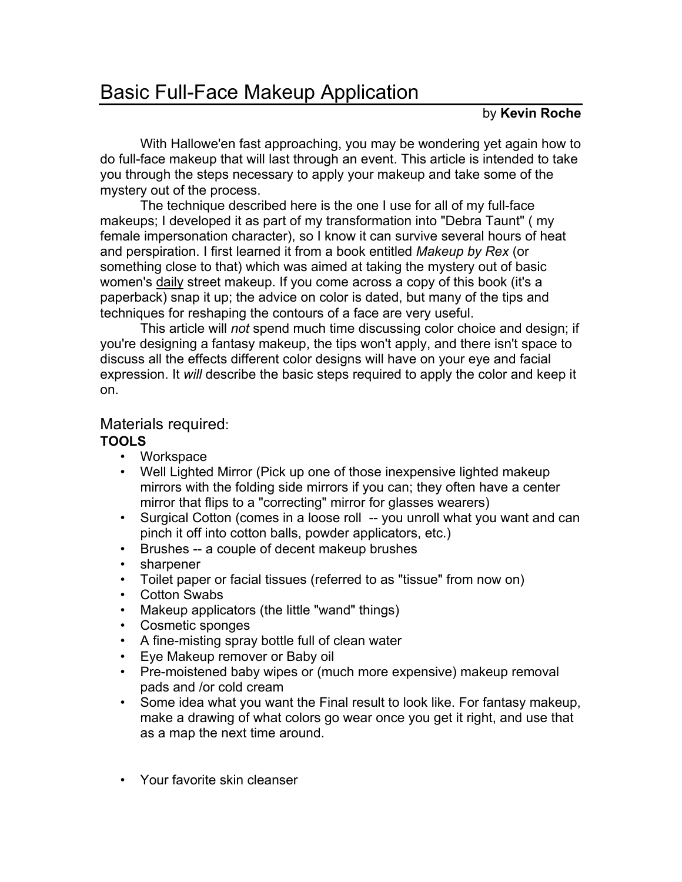# Basic Full-Face Makeup Application

by **Kevin Roche**

With Hallowe'en fast approaching, you may be wondering yet again how to do full-face makeup that will last through an event. This article is intended to take you through the steps necessary to apply your makeup and take some of the mystery out of the process.

The technique described here is the one I use for all of my full-face makeups; I developed it as part of my transformation into "Debra Taunt" ( my female impersonation character), so I know it can survive several hours of heat and perspiration. I first learned it from a book entitled *Makeup by Rex* (or something close to that) which was aimed at taking the mystery out of basic women's daily street makeup. If you come across a copy of this book (it's a paperback) snap it up; the advice on color is dated, but many of the tips and techniques for reshaping the contours of a face are very useful.

This article will *not* spend much time discussing color choice and design; if you're designing a fantasy makeup, the tips won't apply, and there isn't space to discuss all the effects different color designs will have on your eye and facial expression. It *will* describe the basic steps required to apply the color and keep it on.

## Materials required:

**TOOLS**

- Workspace
- Well Lighted Mirror (Pick up one of those inexpensive lighted makeup mirrors with the folding side mirrors if you can; they often have a center mirror that flips to a "correcting" mirror for glasses wearers)
- Surgical Cotton (comes in a loose roll -- you unroll what you want and can pinch it off into cotton balls, powder applicators, etc.)
- Brushes -- a couple of decent makeup brushes
- sharpener
- Toilet paper or facial tissues (referred to as "tissue" from now on)
- Cotton Swabs
- Makeup applicators (the little "wand" things)
- Cosmetic sponges
- A fine-misting spray bottle full of clean water
- Eye Makeup remover or Baby oil
- Pre-moistened baby wipes or (much more expensive) makeup removal pads and /or cold cream
- Some idea what you want the Final result to look like. For fantasy makeup, make a drawing of what colors go wear once you get it right, and use that as a map the next time around.

- Your favorite skin cleanser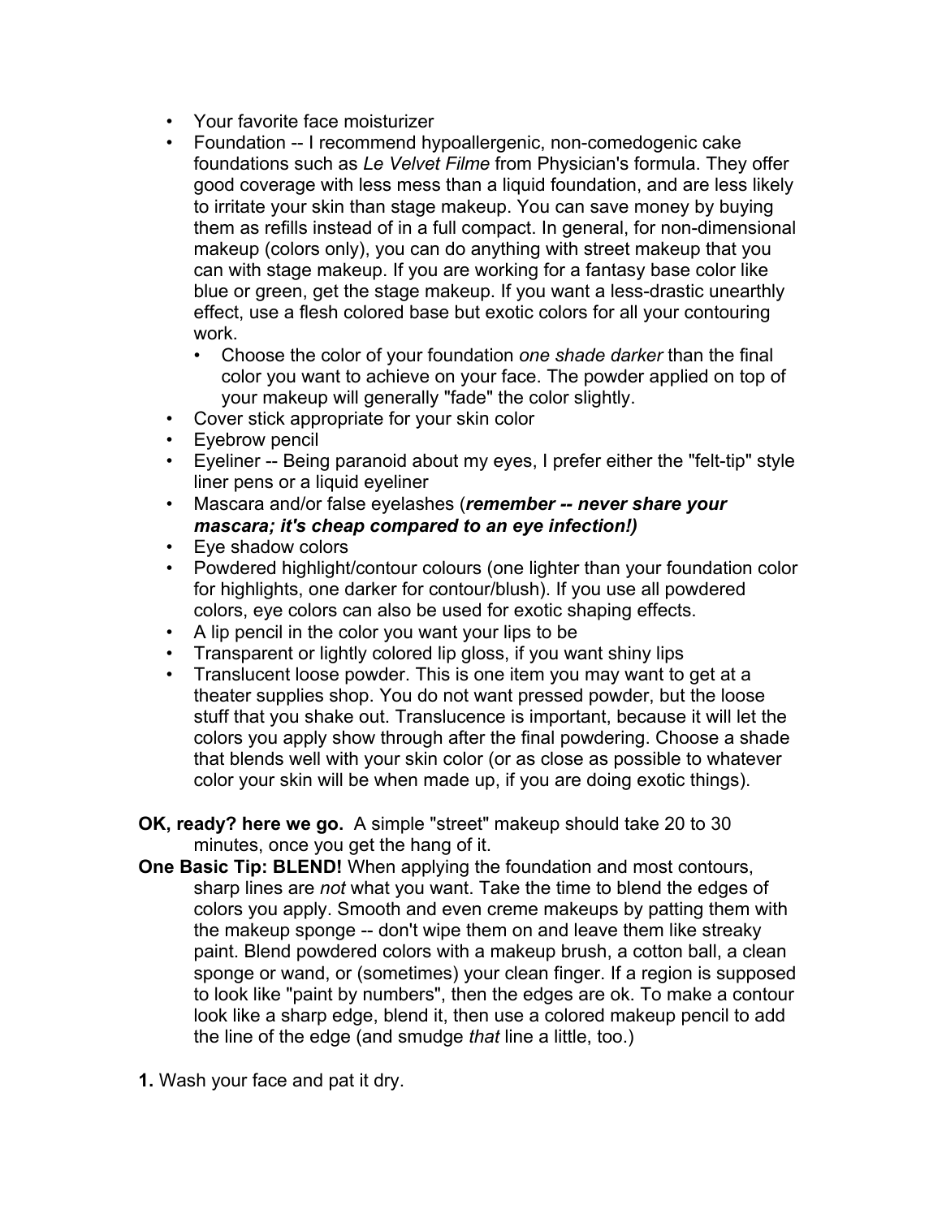- Your favorite face moisturizer
- Foundation -- I recommend hypoallergenic, non-comedogenic cake foundations such as *Le Velvet Filme* from Physician's formula. They offer good coverage with less mess than a liquid foundation, and are less likely to irritate your skin than stage makeup. You can save money by buying them as refills instead of in a full compact. In general, for non-dimensional makeup (colors only), you can do anything with street makeup that you can with stage makeup. If you are working for a fantasy base color like blue or green, get the stage makeup. If you want a less-drastic unearthly effect, use a flesh colored base but exotic colors for all your contouring work.
  - Choose the color of your foundation *one shade darker* than the final color you want to achieve on your face. The powder applied on top of your makeup will generally "fade" the color slightly.
- Cover stick appropriate for your skin color
- Eyebrow pencil
- Eyeliner -- Being paranoid about my eyes, I prefer either the "felt-tip" style liner pens or a liquid eyeliner
- Mascara and/or false eyelashes (***remember -- never share your mascara; it's cheap compared to an eye infection!)***
- Eye shadow colors
- Powdered highlight/contour colours (one lighter than your foundation color for highlights, one darker for contour/blush). If you use all powdered colors, eye colors can also be used for exotic shaping effects.
- A lip pencil in the color you want your lips to be
- Transparent or lightly colored lip gloss, if you want shiny lips
- Translucent loose powder. This is one item you may want to get at a theater supplies shop. You do not want pressed powder, but the loose stuff that you shake out. Translucence is important, because it will let the colors you apply show through after the final powdering. Choose a shade that blends well with your skin color (or as close as possible to whatever color your skin will be when made up, if you are doing exotic things).

**OK, ready? here we go.** A simple "street" makeup should take 20 to 30 minutes, once you get the hang of it.

**One Basic Tip: BLEND!** When applying the foundation and most contours, sharp lines are *not* what you want. Take the time to blend the edges of colors you apply. Smooth and even creme makeups by patting them with the makeup sponge -- don't wipe them on and leave them like streaky paint. Blend powdered colors with a makeup brush, a cotton ball, a clean sponge or wand, or (sometimes) your clean finger. If a region is supposed to look like "paint by numbers", then the edges are ok. To make a contour look like a sharp edge, blend it, then use a colored makeup pencil to add the line of the edge (and smudge *that* line a little, too.)

**1.** Wash your face and pat it dry.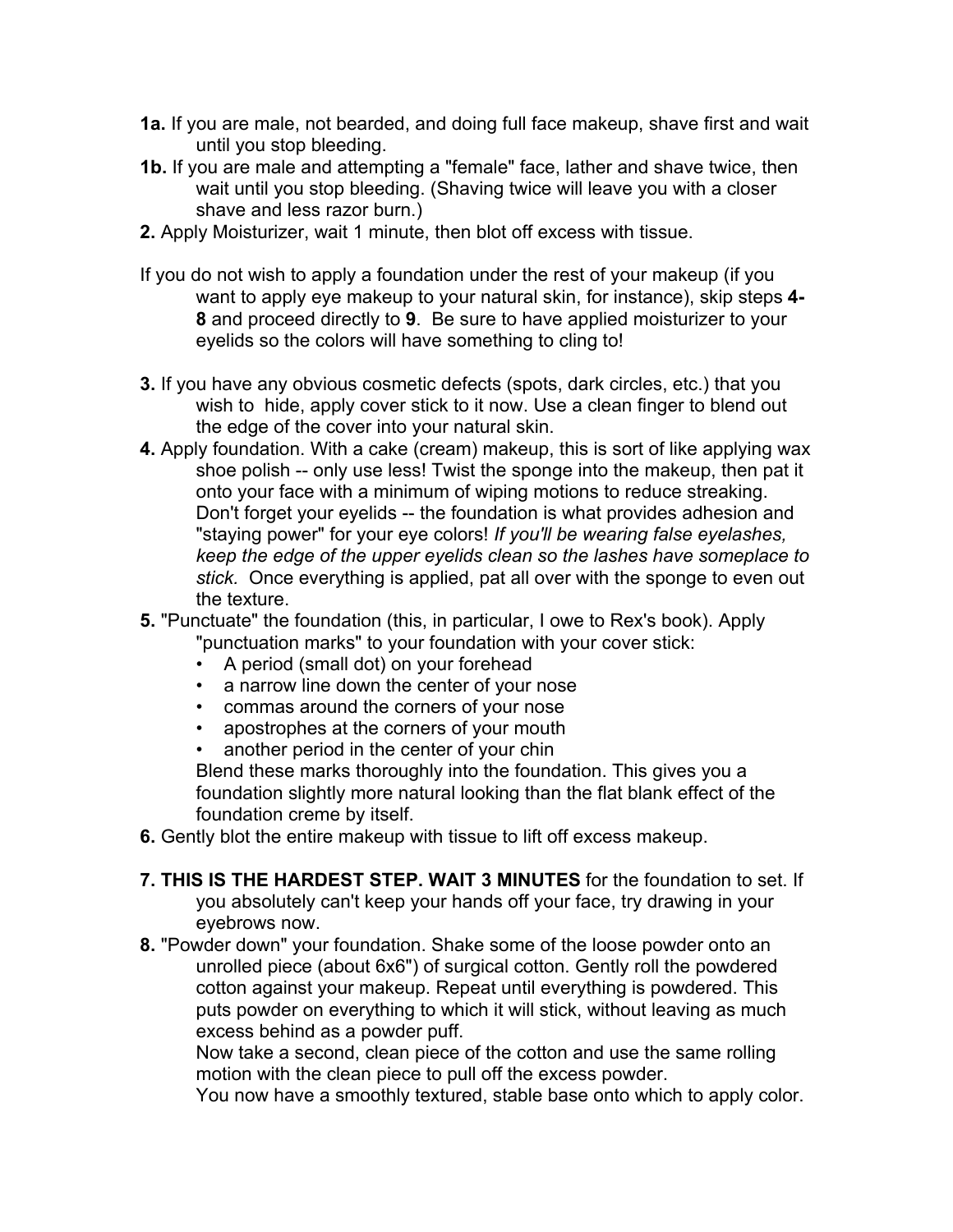**1a.** If you are male, not bearded, and doing full face makeup, shave first and wait until you stop bleeding.

**1b.** If you are male and attempting a "female" face, lather and shave twice, then wait until you stop bleeding. (Shaving twice will leave you with a closer shave and less razor burn.)

**2.** Apply Moisturizer, wait 1 minute, then blot off excess with tissue.

If you do not wish to apply a foundation under the rest of your makeup (if you want to apply eye makeup to your natural skin, for instance), skip steps **4-8** and proceed directly to **9**. Be sure to have applied moisturizer to your eyelids so the colors will have something to cling to!

**3.** If you have any obvious cosmetic defects (spots, dark circles, etc.) that you wish to hide, apply cover stick to it now. Use a clean finger to blend out the edge of the cover into your natural skin.

**4.** Apply foundation. With a cake (cream) makeup, this is sort of like applying wax shoe polish -- only use less! Twist the sponge into the makeup, then pat it onto your face with a minimum of wiping motions to reduce streaking. Don't forget your eyelids -- the foundation is what provides adhesion and "staying power" for your eye colors! *If you'll be wearing false eyelashes, keep the edge of the upper eyelids clean so the lashes have someplace to stick.* Once everything is applied, pat all over with the sponge to even out the texture.

**5.** "Punctuate" the foundation (this, in particular, I owe to Rex's book). Apply "punctuation marks" to your foundation with your cover stick:

- A period (small dot) on your forehead
- a narrow line down the center of your nose
- commas around the corners of your nose
- apostrophes at the corners of your mouth
- another period in the center of your chin

Blend these marks thoroughly into the foundation. This gives you a foundation slightly more natural looking than the flat blank effect of the foundation creme by itself.

**6.** Gently blot the entire makeup with tissue to lift off excess makeup.

**7. THIS IS THE HARDEST STEP. WAIT 3 MINUTES** for the foundation to set. If you absolutely can't keep your hands off your face, try drawing in your eyebrows now.

**8.** "Powder down" your foundation. Shake some of the loose powder onto an unrolled piece (about 6x6") of surgical cotton. Gently roll the powdered cotton against your makeup. Repeat until everything is powdered. This puts powder on everything to which it will stick, without leaving as much excess behind as a powder puff.

Now take a second, clean piece of the cotton and use the same rolling motion with the clean piece to pull off the excess powder.

You now have a smoothly textured, stable base onto which to apply color.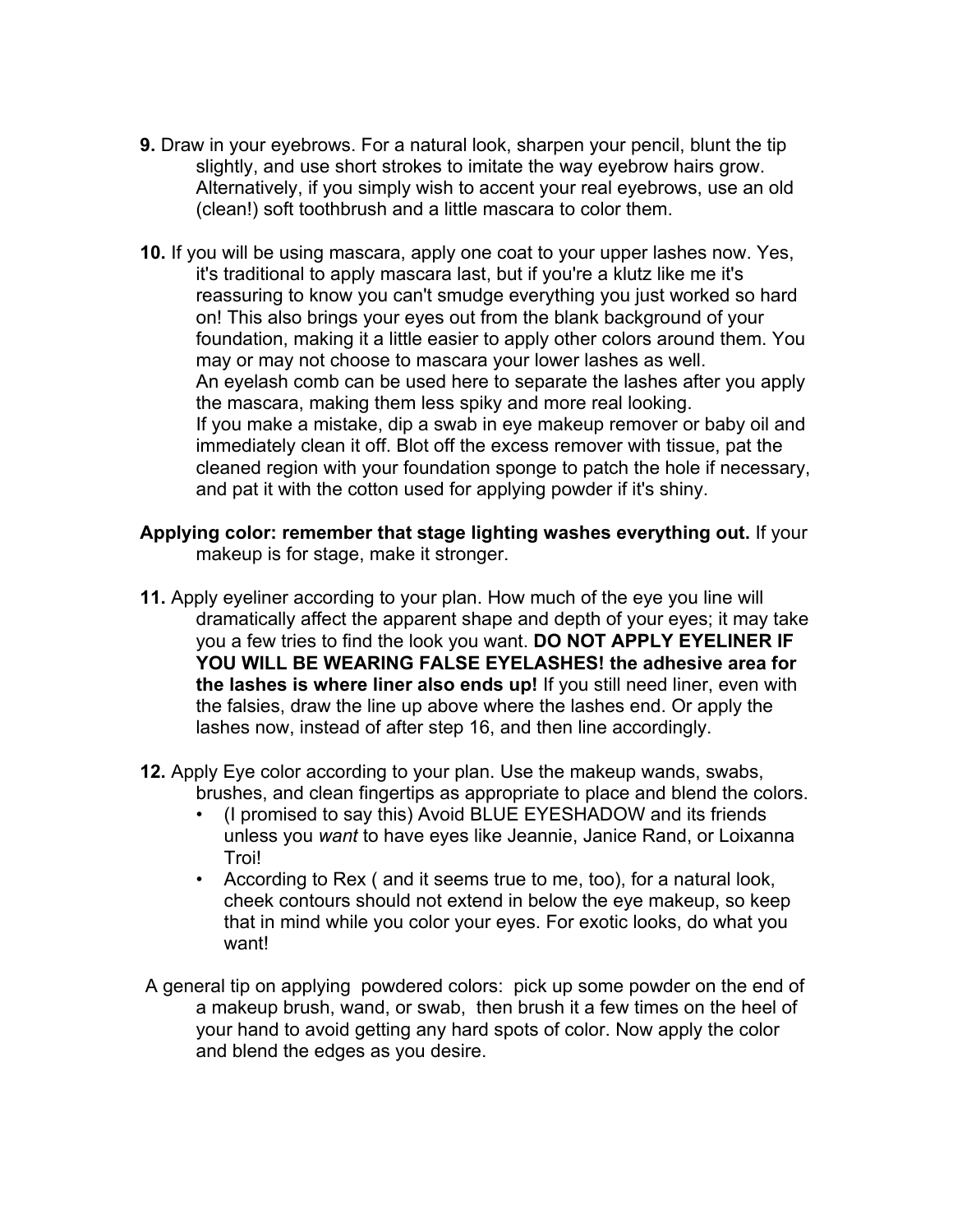**9.** Draw in your eyebrows. For a natural look, sharpen your pencil, blunt the tip slightly, and use short strokes to imitate the way eyebrow hairs grow. Alternatively, if you simply wish to accent your real eyebrows, use an old (clean!) soft toothbrush and a little mascara to color them.

**10.** If you will be using mascara, apply one coat to your upper lashes now. Yes, it's traditional to apply mascara last, but if you're a klutz like me it's reassuring to know you can't smudge everything you just worked so hard on! This also brings your eyes out from the blank background of your foundation, making it a little easier to apply other colors around them. You may or may not choose to mascara your lower lashes as well.
An eyelash comb can be used here to separate the lashes after you apply the mascara, making them less spiky and more real looking.
If you make a mistake, dip a swab in eye makeup remover or baby oil and immediately clean it off. Blot off the excess remover with tissue, pat the cleaned region with your foundation sponge to patch the hole if necessary, and pat it with the cotton used for applying powder if it's shiny.

**Applying color: remember that stage lighting washes everything out.** If your makeup is for stage, make it stronger.

**11.** Apply eyeliner according to your plan. How much of the eye you line will dramatically affect the apparent shape and depth of your eyes; it may take you a few tries to find the look you want. **DO NOT APPLY EYELINER IF YOU WILL BE WEARING FALSE EYELASHES! the adhesive area for the lashes is where liner also ends up!** If you still need liner, even with the falsies, draw the line up above where the lashes end. Or apply the lashes now, instead of after step 16, and then line accordingly.

**12.** Apply Eye color according to your plan. Use the makeup wands, swabs, brushes, and clean fingertips as appropriate to place and blend the colors.

- (I promised to say this) Avoid BLUE EYESHADOW and its friends unless you *want* to have eyes like Jeannie, Janice Rand, or Loixanna Troi!
- According to Rex ( and it seems true to me, too), for a natural look, cheek contours should not extend in below the eye makeup, so keep that in mind while you color your eyes. For exotic looks, do what you want!

A general tip on applying powdered colors: pick up some powder on the end of a makeup brush, wand, or swab, then brush it a few times on the heel of your hand to avoid getting any hard spots of color. Now apply the color and blend the edges as you desire.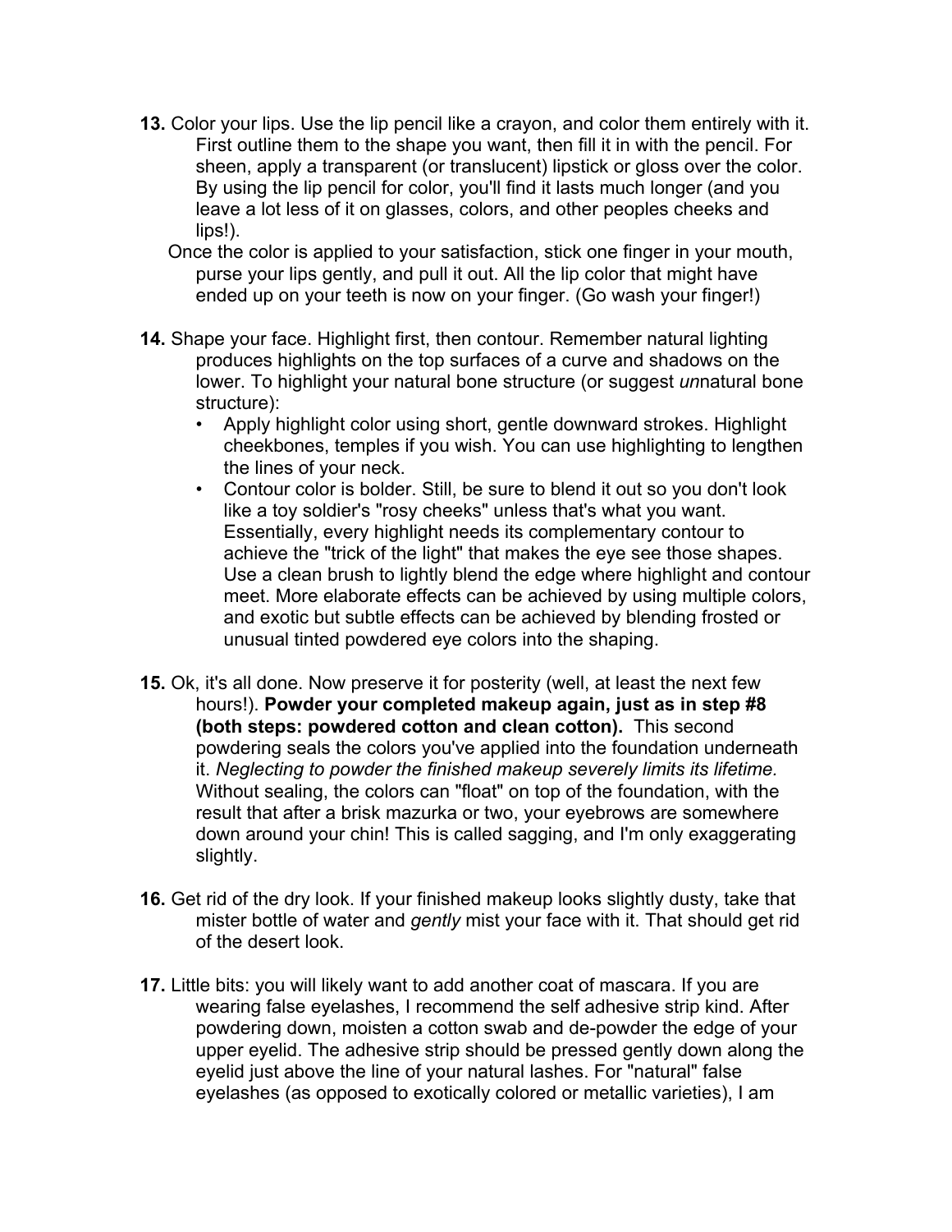**13.** Color your lips. Use the lip pencil like a crayon, and color them entirely with it. First outline them to the shape you want, then fill it in with the pencil. For sheen, apply a transparent (or translucent) lipstick or gloss over the color. By using the lip pencil for color, you'll find it lasts much longer (and you leave a lot less of it on glasses, colors, and other peoples cheeks and lips!).

Once the color is applied to your satisfaction, stick one finger in your mouth, purse your lips gently, and pull it out. All the lip color that might have ended up on your teeth is now on your finger. (Go wash your finger!)

**14.** Shape your face. Highlight first, then contour. Remember natural lighting produces highlights on the top surfaces of a curve and shadows on the lower. To highlight your natural bone structure (or suggest *un*natural bone structure):

- Apply highlight color using short, gentle downward strokes. Highlight cheekbones, temples if you wish. You can use highlighting to lengthen the lines of your neck.
- Contour color is bolder. Still, be sure to blend it out so you don't look like a toy soldier's "rosy cheeks" unless that's what you want. Essentially, every highlight needs its complementary contour to achieve the "trick of the light" that makes the eye see those shapes. Use a clean brush to lightly blend the edge where highlight and contour meet. More elaborate effects can be achieved by using multiple colors, and exotic but subtle effects can be achieved by blending frosted or unusual tinted powdered eye colors into the shaping.

**15.** Ok, it's all done. Now preserve it for posterity (well, at least the next few hours!). **Powder your completed makeup again, just as in step #8 (both steps: powdered cotton and clean cotton).** This second powdering seals the colors you've applied into the foundation underneath it. *Neglecting to powder the finished makeup severely limits its lifetime.* Without sealing, the colors can "float" on top of the foundation, with the result that after a brisk mazurka or two, your eyebrows are somewhere down around your chin! This is called sagging, and I'm only exaggerating slightly.

**16.** Get rid of the dry look. If your finished makeup looks slightly dusty, take that mister bottle of water and *gently* mist your face with it. That should get rid of the desert look.

**17.** Little bits: you will likely want to add another coat of mascara. If you are wearing false eyelashes, I recommend the self adhesive strip kind. After powdering down, moisten a cotton swab and de-powder the edge of your upper eyelid. The adhesive strip should be pressed gently down along the eyelid just above the line of your natural lashes. For "natural" false eyelashes (as opposed to exotically colored or metallic varieties), I am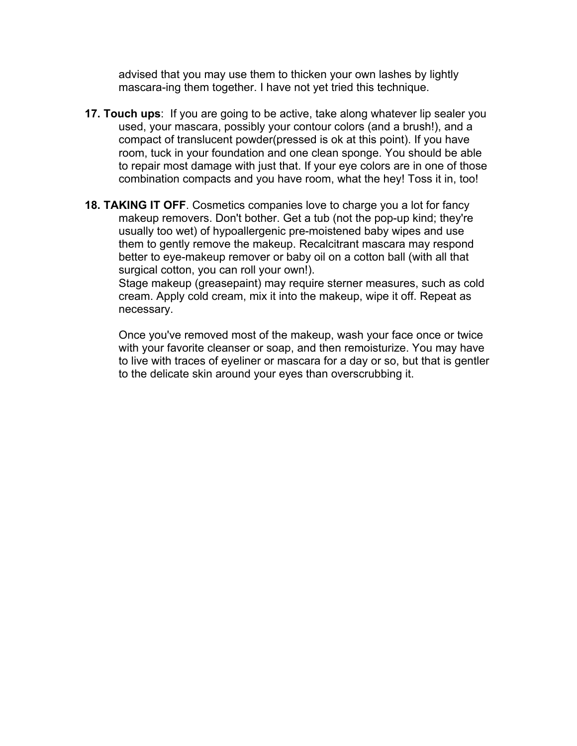advised that you may use them to thicken your own lashes by lightly mascara-ing them together. I have not yet tried this technique.

17. **Touch ups**: If you are going to be active, take along whatever lip sealer you used, your mascara, possibly your contour colors (and a brush!), and a compact of translucent powder(pressed is ok at this point). If you have room, tuck in your foundation and one clean sponge. You should be able to repair most damage with just that. If your eye colors are in one of those combination compacts and you have room, what the hey! Toss it in, too!

18. **TAKING IT OFF**. Cosmetics companies love to charge you a lot for fancy makeup removers. Don't bother. Get a tub (not the pop-up kind; they're usually too wet) of hypoallergenic pre-moistened baby wipes and use them to gently remove the makeup. Recalcitrant mascara may respond better to eye-makeup remover or baby oil on a cotton ball (with all that surgical cotton, you can roll your own!).
    Stage makeup (greasepaint) may require sterner measures, such as cold cream. Apply cold cream, mix it into the makeup, wipe it off. Repeat as necessary.

    Once you've removed most of the makeup, wash your face once or twice with your favorite cleanser or soap, and then remoisturize. You may have to live with traces of eyeliner or mascara for a day or so, but that is gentler to the delicate skin around your eyes than overscrubbing it.